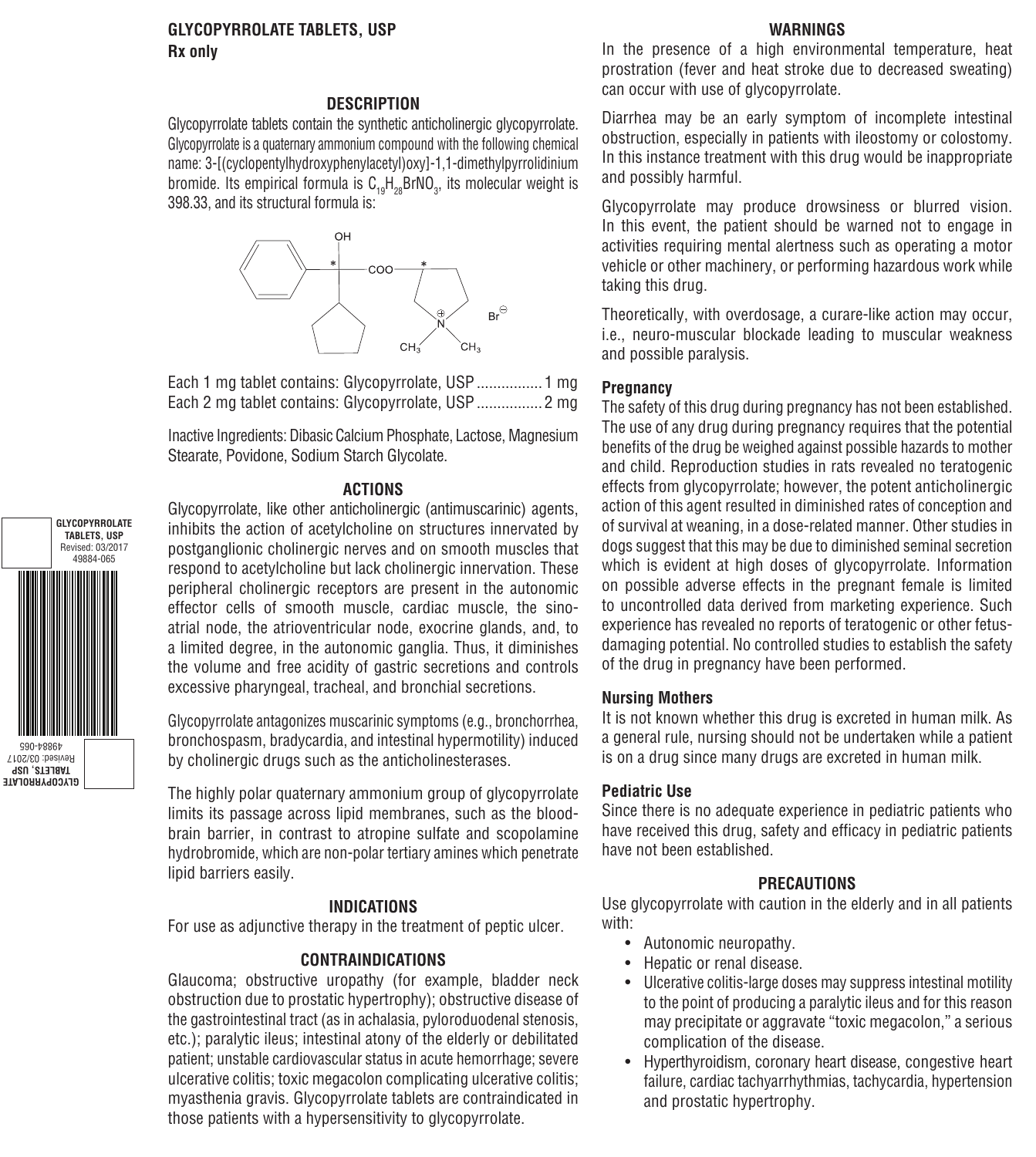# GLYCOPYRROLATE TABLETS, USP

**Rx only**

## DESCRIPTION

Glycopyrrolate tablets contain the synthetic anticholinergic glycopyrrolate. Glycopyrrolate is a quaternary ammonium compound with the following chemical name: 3-[(cyclopentylhydroxyphenylacetyl)oxy]-1,1-dimethylpyrrolidinium bromide. Its empirical formula is $C_{19}H_{28}BrNO_3$, its molecular weight is 398.33, and its structural formula is:

Each 1 mg tablet contains: Glycopyrrolate, USP ................ 1 mg
Each 2 mg tablet contains: Glycopyrrolate, USP ................ 2 mg

Inactive Ingredients: Dibasic Calcium Phosphate, Lactose, Magnesium Stearate, Povidone, Sodium Starch Glycolate.

## ACTIONS

Glycopyrrolate, like other anticholinergic (antimuscarinic) agents, inhibits the action of acetylcholine on structures innervated by postganglionic cholinergic nerves and on smooth muscles that respond to acetylcholine but lack cholinergic innervation. These peripheral cholinergic receptors are present in the autonomic effector cells of smooth muscle, cardiac muscle, the sino-atrial node, the atrioventricular node, exocrine glands, and, to a limited degree, in the autonomic ganglia. Thus, it diminishes the volume and free acidity of gastric secretions and controls excessive pharyngeal, tracheal, and bronchial secretions.

Glycopyrrolate antagonizes muscarinic symptoms (e.g., bronchorrhea, bronchospasm, bradycardia, and intestinal hypermotility) induced by cholinergic drugs such as the anticholinesterases.

The highly polar quaternary ammonium group of glycopyrrolate limits its passage across lipid membranes, such as the blood-brain barrier, in contrast to atropine sulfate and scopolamine hydrobromide, which are non-polar tertiary amines which penetrate lipid barriers easily.

## INDICATIONS

For use as adjunctive therapy in the treatment of peptic ulcer.

## CONTRAINDICATIONS

Glaucoma; obstructive uropathy (for example, bladder neck obstruction due to prostatic hypertrophy); obstructive disease of the gastrointestinal tract (as in achalasia, pyloroduodenal stenosis, etc.); paralytic ileus; intestinal atony of the elderly or debilitated patient; unstable cardiovascular status in acute hemorrhage; severe ulcerative colitis; toxic megacolon complicating ulcerative colitis; myasthenia gravis. Glycopyrrolate tablets are contraindicated in those patients with a hypersensitivity to glycopyrrolate.

## WARNINGS

In the presence of a high environmental temperature, heat prostration (fever and heat stroke due to decreased sweating) can occur with use of glycopyrrolate.

Diarrhea may be an early symptom of incomplete intestinal obstruction, especially in patients with ileostomy or colostomy. In this instance treatment with this drug would be inappropriate and possibly harmful.

Glycopyrrolate may produce drowsiness or blurred vision. In this event, the patient should be warned not to engage in activities requiring mental alertness such as operating a motor vehicle or other machinery, or performing hazardous work while taking this drug.

Theoretically, with overdosage, a curare-like action may occur, i.e., neuro-muscular blockade leading to muscular weakness and possible paralysis.

### Pregnancy

The safety of this drug during pregnancy has not been established. The use of any drug during pregnancy requires that the potential benefits of the drug be weighed against possible hazards to mother and child. Reproduction studies in rats revealed no teratogenic effects from glycopyrrolate; however, the potent anticholinergic action of this agent resulted in diminished rates of conception and of survival at weaning, in a dose-related manner. Other studies in dogs suggest that this may be due to diminished seminal secretion which is evident at high doses of glycopyrrolate. Information on possible adverse effects in the pregnant female is limited to uncontrolled data derived from marketing experience. Such experience has revealed no reports of teratogenic or other fetus-damaging potential. No controlled studies to establish the safety of the drug in pregnancy have been performed.

### Nursing Mothers

It is not known whether this drug is excreted in human milk. As a general rule, nursing should not be undertaken while a patient is on a drug since many drugs are excreted in human milk.

### Pediatric Use

Since there is no adequate experience in pediatric patients who have received this drug, safety and efficacy in pediatric patients have not been established.

## PRECAUTIONS

Use glycopyrrolate with caution in the elderly and in all patients with:

- Autonomic neuropathy.
- Hepatic or renal disease.
- Ulcerative colitis-large doses may suppress intestinal motility to the point of producing a paralytic ileus and for this reason may precipitate or aggravate "toxic megacolon," a serious complication of the disease.
- Hyperthyroidism, coronary heart disease, congestive heart failure, cardiac tachyarrhythmias, tachycardia, hypertension and prostatic hypertrophy.

GLYCOPYRROLATE TABLETS, USP
Revised: 03/2017
49884-065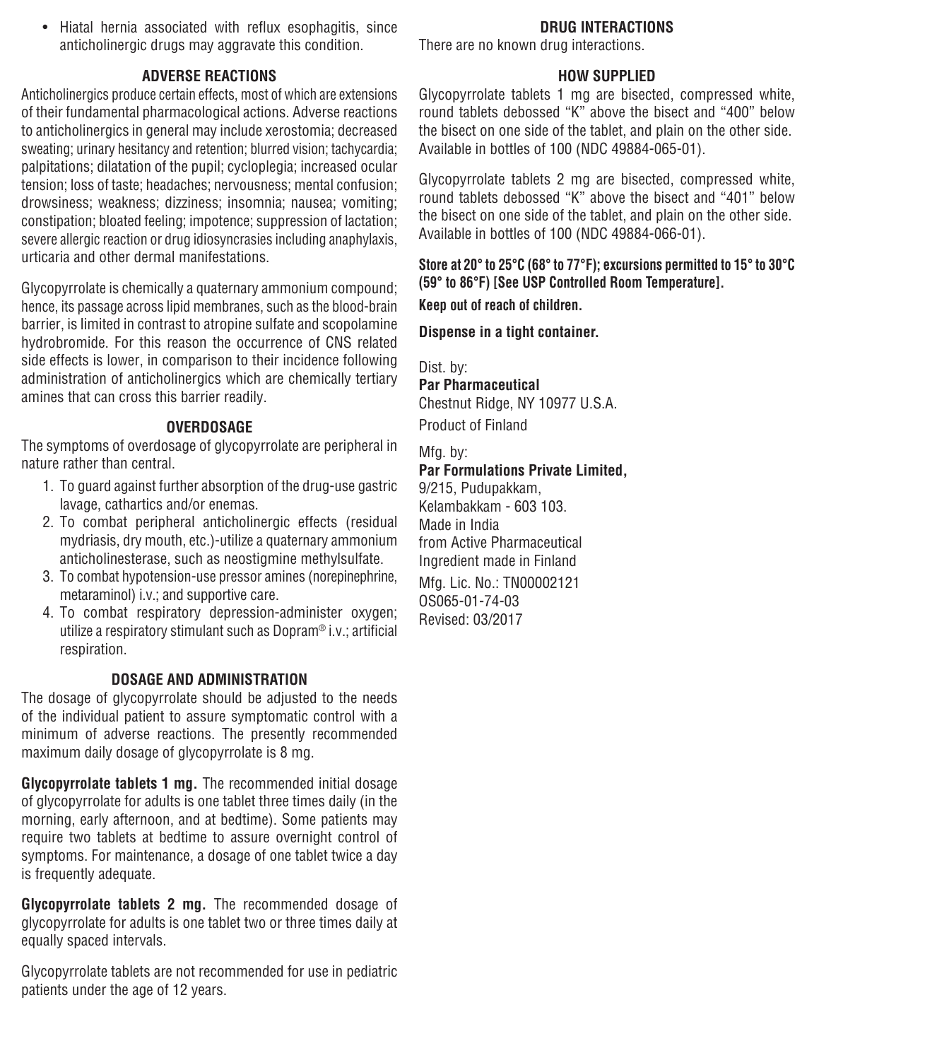- Hiatal hernia associated with reflux esophagitis, since anticholinergic drugs may aggravate this condition.

## ADVERSE REACTIONS

Anticholinergics produce certain effects, most of which are extensions of their fundamental pharmacological actions. Adverse reactions to anticholinergics in general may include xerostomia; decreased sweating; urinary hesitancy and retention; blurred vision; tachycardia; palpitations; dilatation of the pupil; cycloplegia; increased ocular tension; loss of taste; headaches; nervousness; mental confusion; drowsiness; weakness; dizziness; insomnia; nausea; vomiting; constipation; bloated feeling; impotence; suppression of lactation; severe allergic reaction or drug idiosyncrasies including anaphylaxis, urticaria and other dermal manifestations.

Glycopyrrolate is chemically a quaternary ammonium compound; hence, its passage across lipid membranes, such as the blood-brain barrier, is limited in contrast to atropine sulfate and scopolamine hydrobromide. For this reason the occurrence of CNS related side effects is lower, in comparison to their incidence following administration of anticholinergics which are chemically tertiary amines that can cross this barrier readily.

## OVERDOSAGE

The symptoms of overdosage of glycopyrrolate are peripheral in nature rather than central.

1. To guard against further absorption of the drug-use gastric lavage, cathartics and/or enemas.
2. To combat peripheral anticholinergic effects (residual mydriasis, dry mouth, etc.)-utilize a quaternary ammonium anticholinesterase, such as neostigmine methylsulfate.
3. To combat hypotension-use pressor amines (norepinephrine, metaraminol) i.v.; and supportive care.
4. To combat respiratory depression-administer oxygen; utilize a respiratory stimulant such as Dopram® i.v.; artificial respiration.

## DOSAGE AND ADMINISTRATION

The dosage of glycopyrrolate should be adjusted to the needs of the individual patient to assure symptomatic control with a minimum of adverse reactions. The presently recommended maximum daily dosage of glycopyrrolate is 8 mg.

**Glycopyrrolate tablets 1 mg.** The recommended initial dosage of glycopyrrolate for adults is one tablet three times daily (in the morning, early afternoon, and at bedtime). Some patients may require two tablets at bedtime to assure overnight control of symptoms. For maintenance, a dosage of one tablet twice a day is frequently adequate.

**Glycopyrrolate tablets 2 mg.** The recommended dosage of glycopyrrolate for adults is one tablet two or three times daily at equally spaced intervals.

Glycopyrrolate tablets are not recommended for use in pediatric patients under the age of 12 years.

## DRUG INTERACTIONS

There are no known drug interactions.

## HOW SUPPLIED

Glycopyrrolate tablets 1 mg are bisected, compressed white, round tablets debossed "K" above the bisect and "400" below the bisect on one side of the tablet, and plain on the other side. Available in bottles of 100 (NDC 49884-065-01).

Glycopyrrolate tablets 2 mg are bisected, compressed white, round tablets debossed "K" above the bisect and "401" below the bisect on one side of the tablet, and plain on the other side. Available in bottles of 100 (NDC 49884-066-01).

**Store at 20° to 25°C (68° to 77°F); excursions permitted to 15° to 30°C (59° to 86°F) [See USP Controlled Room Temperature].**

**Keep out of reach of children.**

**Dispense in a tight container.**

Dist. by:
**Par Pharmaceutical**
Chestnut Ridge, NY 10977 U.S.A.

Product of Finland

Mfg. by:
**Par Formulations Private Limited,**
9/215, Pudupakkam,
Kelambakkam - 603 103.
Made in India
from Active Pharmaceutical
Ingredient made in Finland

Mfg. Lic. No.: TN00002121
OS065-01-74-03
Revised: 03/2017